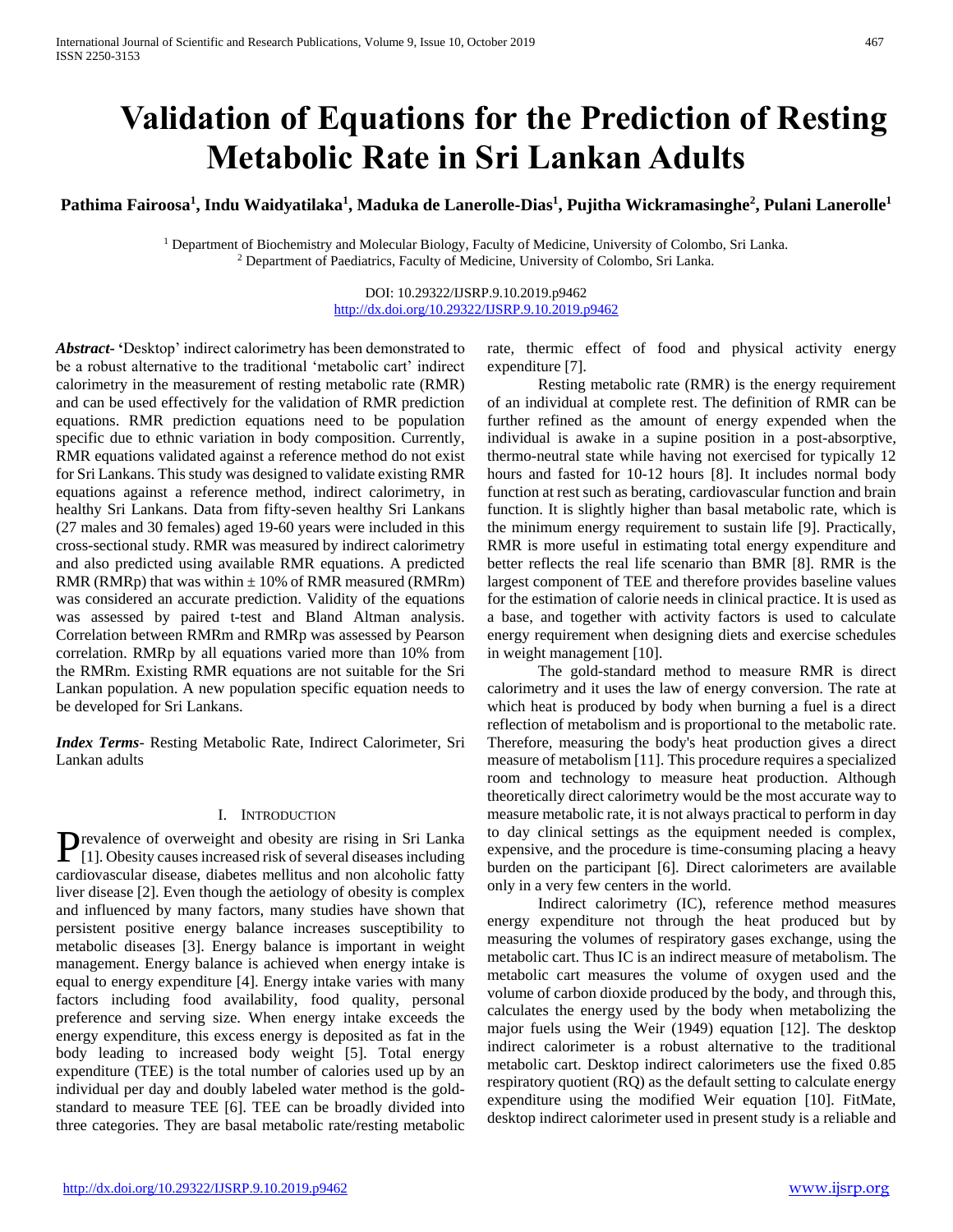# Validation of Equations for the Prediction of Resting Metabolic Rate in Sri Lankan Adults

**Pathima Fairoosa[1], Indu Waidyatilaka[1], Maduka de Lanerolle-Dias[1], Pujitha Wickramasinghe[2], Pulani Lanerolle[1]**

[1] Department of Biochemistry and Molecular Biology, Faculty of Medicine, University of Colombo, Sri Lanka.
[2] Department of Paediatrics, Faculty of Medicine, University of Colombo, Sri Lanka.

DOI: 10.29322/IJSRP.9.10.2019.p9462
http://dx.doi.org/10.29322/IJSRP.9.10.2019.p9462

***Abstract*-** 'Desktop' indirect calorimetry has been demonstrated to be a robust alternative to the traditional 'metabolic cart' indirect calorimetry in the measurement of resting metabolic rate (RMR) and can be used effectively for the validation of RMR prediction equations. RMR prediction equations need to be population specific due to ethnic variation in body composition. Currently, RMR equations validated against a reference method do not exist for Sri Lankans. This study was designed to validate existing RMR equations against a reference method, indirect calorimetry, in healthy Sri Lankans. Data from fifty-seven healthy Sri Lankans (27 males and 30 females) aged 19-60 years were included in this cross-sectional study. RMR was measured by indirect calorimetry and also predicted using available RMR equations. A predicted RMR (RMRp) that was within ± 10% of RMR measured (RMRm) was considered an accurate prediction. Validity of the equations was assessed by paired t-test and Bland Altman analysis. Correlation between RMRm and RMRp was assessed by Pearson correlation. RMRp by all equations varied more than 10% from the RMRm. Existing RMR equations are not suitable for the Sri Lankan population. A new population specific equation needs to be developed for Sri Lankans.

***Index Terms*-** Resting Metabolic Rate, Indirect Calorimeter, Sri Lankan adults

## I. INTRODUCTION

Prevalence of overweight and obesity are rising in Sri Lanka [1]. Obesity causes increased risk of several diseases including cardiovascular disease, diabetes mellitus and non alcoholic fatty liver disease [2]. Even though the aetiology of obesity is complex and influenced by many factors, many studies have shown that persistent positive energy balance increases susceptibility to metabolic diseases [3]. Energy balance is important in weight management. Energy balance is achieved when energy intake is equal to energy expenditure [4]. Energy intake varies with many factors including food availability, food quality, personal preference and serving size. When energy intake exceeds the energy expenditure, this excess energy is deposited as fat in the body leading to increased body weight [5]. Total energy expenditure (TEE) is the total number of calories used up by an individual per day and doubly labeled water method is the gold-standard to measure TEE [6]. TEE can be broadly divided into three categories. They are basal metabolic rate/resting metabolic rate, thermic effect of food and physical activity energy expenditure [7].

Resting metabolic rate (RMR) is the energy requirement of an individual at complete rest. The definition of RMR can be further refined as the amount of energy expended when the individual is awake in a supine position in a post-absorptive, thermo-neutral state while having not exercised for typically 12 hours and fasted for 10-12 hours [8]. It includes normal body function at rest such as berating, cardiovascular function and brain function. It is slightly higher than basal metabolic rate, which is the minimum energy requirement to sustain life [9]. Practically, RMR is more useful in estimating total energy expenditure and better reflects the real life scenario than BMR [8]. RMR is the largest component of TEE and therefore provides baseline values for the estimation of calorie needs in clinical practice. It is used as a base, and together with activity factors is used to calculate energy requirement when designing diets and exercise schedules in weight management [10].

The gold-standard method to measure RMR is direct calorimetry and it uses the law of energy conversion. The rate at which heat is produced by body when burning a fuel is a direct reflection of metabolism and is proportional to the metabolic rate. Therefore, measuring the body's heat production gives a direct measure of metabolism [11]. This procedure requires a specialized room and technology to measure heat production. Although theoretically direct calorimetry would be the most accurate way to measure metabolic rate, it is not always practical to perform in day to day clinical settings as the equipment needed is complex, expensive, and the procedure is time-consuming placing a heavy burden on the participant [6]. Direct calorimeters are available only in a very few centers in the world.

Indirect calorimetry (IC), reference method measures energy expenditure not through the heat produced but by measuring the volumes of respiratory gases exchange, using the metabolic cart. Thus IC is an indirect measure of metabolism. The metabolic cart measures the volume of oxygen used and the volume of carbon dioxide produced by the body, and through this, calculates the energy used by the body when metabolizing the major fuels using the Weir (1949) equation [12]. The desktop indirect calorimeter is a robust alternative to the traditional metabolic cart. Desktop indirect calorimeters use the fixed 0.85 respiratory quotient (RQ) as the default setting to calculate energy expenditure using the modified Weir equation [10]. FitMate, desktop indirect calorimeter used in present study is a reliable and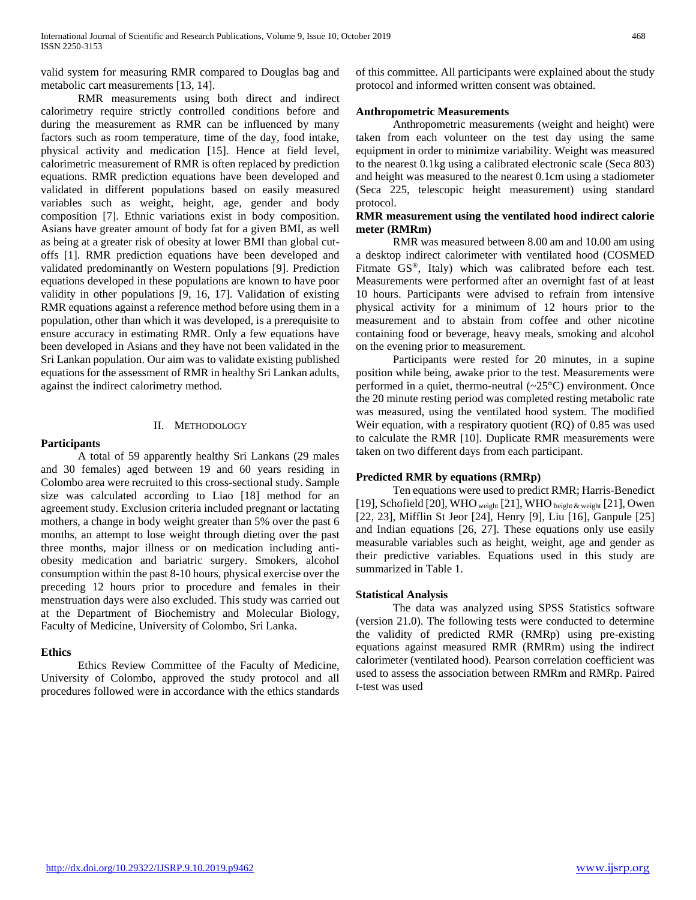valid system for measuring RMR compared to Douglas bag and metabolic cart measurements [13, 14].

RMR measurements using both direct and indirect calorimetry require strictly controlled conditions before and during the measurement as RMR can be influenced by many factors such as room temperature, time of the day, food intake, physical activity and medication [15]. Hence at field level, calorimetric measurement of RMR is often replaced by prediction equations. RMR prediction equations have been developed and validated in different populations based on easily measured variables such as weight, height, age, gender and body composition [7]. Ethnic variations exist in body composition. Asians have greater amount of body fat for a given BMI, as well as being at a greater risk of obesity at lower BMI than global cut-offs [1]. RMR prediction equations have been developed and validated predominantly on Western populations [9]. Prediction equations developed in these populations are known to have poor validity in other populations [9, 16, 17]. Validation of existing RMR equations against a reference method before using them in a population, other than which it was developed, is a prerequisite to ensure accuracy in estimating RMR. Only a few equations have been developed in Asians and they have not been validated in the Sri Lankan population. Our aim was to validate existing published equations for the assessment of RMR in healthy Sri Lankan adults, against the indirect calorimetry method.

## II. Methodology

### Participants

A total of 59 apparently healthy Sri Lankans (29 males and 30 females) aged between 19 and 60 years residing in Colombo area were recruited to this cross-sectional study. Sample size was calculated according to Liao [18] method for an agreement study. Exclusion criteria included pregnant or lactating mothers, a change in body weight greater than 5% over the past 6 months, an attempt to lose weight through dieting over the past three months, major illness or on medication including anti-obesity medication and bariatric surgery. Smokers, alcohol consumption within the past 8-10 hours, physical exercise over the preceding 12 hours prior to procedure and females in their menstruation days were also excluded. This study was carried out at the Department of Biochemistry and Molecular Biology, Faculty of Medicine, University of Colombo, Sri Lanka.

### Ethics

Ethics Review Committee of the Faculty of Medicine, University of Colombo, approved the study protocol and all procedures followed were in accordance with the ethics standards of this committee. All participants were explained about the study protocol and informed written consent was obtained.

### Anthropometric Measurements

Anthropometric measurements (weight and height) were taken from each volunteer on the test day using the same equipment in order to minimize variability. Weight was measured to the nearest 0.1kg using a calibrated electronic scale (Seca 803) and height was measured to the nearest 0.1cm using a stadiometer (Seca 225, telescopic height measurement) using standard protocol.

### RMR measurement using the ventilated hood indirect calorie meter (RMRm)

RMR was measured between 8.00 am and 10.00 am using a desktop indirect calorimeter with ventilated hood (COSMED Fitmate GS®, Italy) which was calibrated before each test. Measurements were performed after an overnight fast of at least 10 hours. Participants were advised to refrain from intensive physical activity for a minimum of 12 hours prior to the measurement and to abstain from coffee and other nicotine containing food or beverage, heavy meals, smoking and alcohol on the evening prior to measurement.

Participants were rested for 20 minutes, in a supine position while being, awake prior to the test. Measurements were performed in a quiet, thermo-neutral (~25°C) environment. Once the 20 minute resting period was completed resting metabolic rate was measured, using the ventilated hood system. The modified Weir equation, with a respiratory quotient (RQ) of 0.85 was used to calculate the RMR [10]. Duplicate RMR measurements were taken on two different days from each participant.

### Predicted RMR by equations (RMRp)

Ten equations were used to predict RMR; Harris-Benedict [19], Schofield [20], $\text{WHO}_{\text{weight}}$ [21], $\text{WHO}_{\text{height \& weight}}$ [21], Owen [22, 23], Mifflin St Jeor [24], Henry [9], Liu [16], Ganpule [25] and Indian equations [26, 27]. These equations only use easily measurable variables such as height, weight, age and gender as their predictive variables. Equations used in this study are summarized in Table 1.

### Statistical Analysis

The data was analyzed using SPSS Statistics software (version 21.0). The following tests were conducted to determine the validity of predicted RMR (RMRp) using pre-existing equations against measured RMR (RMRm) using the indirect calorimeter (ventilated hood). Pearson correlation coefficient was used to assess the association between RMRm and RMRp. Paired t-test was used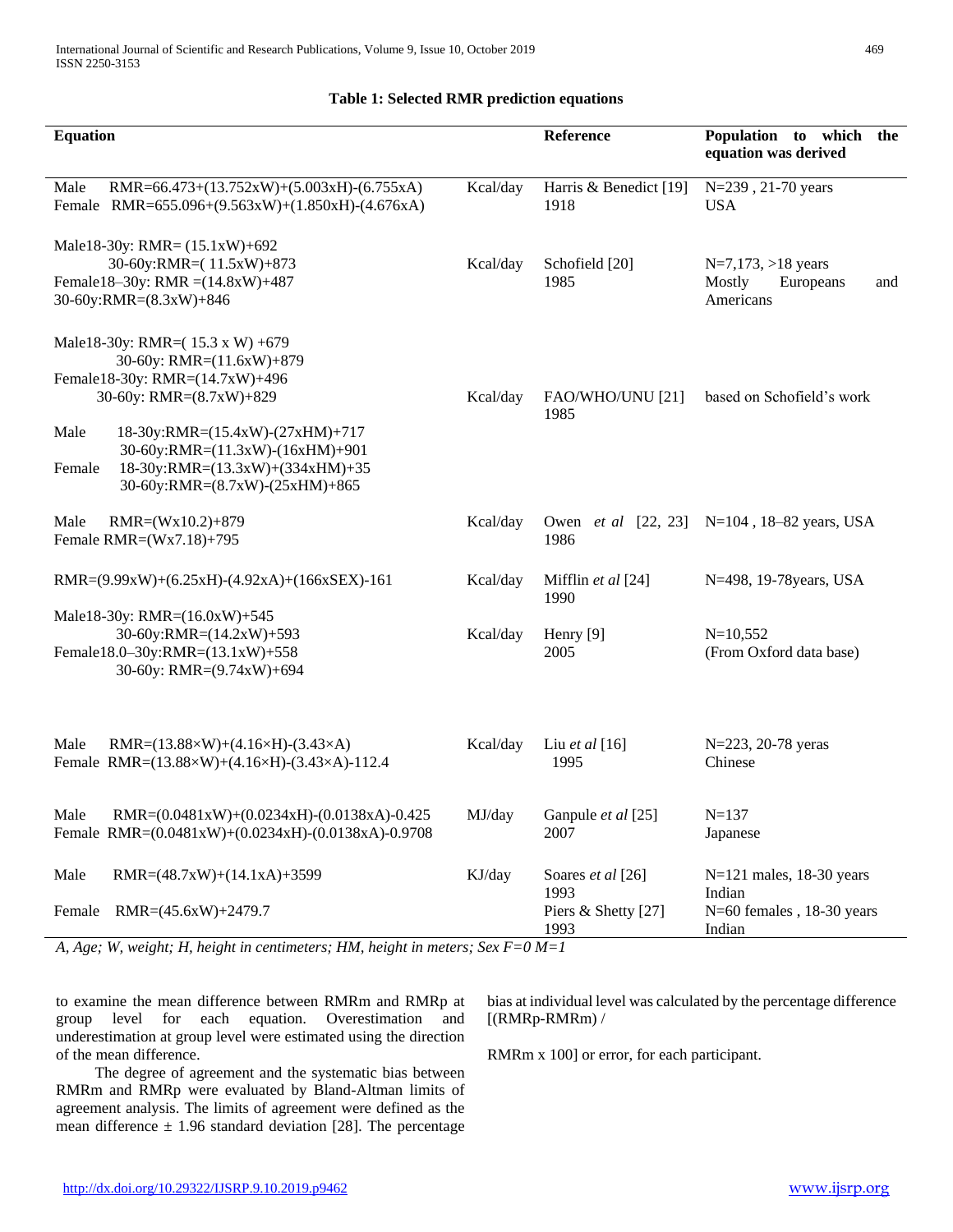**Table 1: Selected RMR prediction equations**

| Equation | | Reference | Population to which the equation was derived |
|---|---|---|---|
| Male RMR=66.473+(13.752xW)+(5.003xH)-(6.755xA)<br>Female RMR=655.096+(9.563xW)+(1.850xH)-(4.676xA) | Kcal/day | Harris & Benedict [19] 1918 | N=239 , 21-70 years USA |
| Male18-30y: RMR= (15.1xW)+692<br>30-60y:RMR=( 11.5xW)+873<br>Female18–30y: RMR =(14.8xW)+487<br>30-60y:RMR=(8.3xW)+846 | Kcal/day | Schofield [20] 1985 | N=7,173, >18 years Mostly Europeans and Americans |
| Male18-30y: RMR=( 15.3 x W) +679<br>30-60y: RMR=(11.6xW)+879<br>Female18-30y: RMR=(14.7xW)+496<br>30-60y: RMR=(8.7xW)+829<br><br>Male 18-30y:RMR=(15.4xW)-(27xHM)+717<br>30-60y:RMR=(11.3xW)-(16xHM)+901<br>Female 18-30y:RMR=(13.3xW)+(334xHM)+35<br>30-60y:RMR=(8.7xW)-(25xHM)+865 | Kcal/day | FAO/WHO/UNU [21] 1985 | based on Schofield's work |
| Male RMR=(Wx10.2)+879<br>Female RMR=(Wx7.18)+795 | Kcal/day | Owen *et al* [22, 23] 1986 | N=104 , 18–82 years, USA |
| RMR=(9.99xW)+(6.25xH)-(4.92xA)+(166xSEX)-161 | Kcal/day | Mifflin *et al* [24] 1990 | N=498, 19-78years, USA |
| Male18-30y: RMR=(16.0xW)+545<br>30-60y:RMR=(14.2xW)+593<br>Female18.0–30y:RMR=(13.1xW)+558<br>30-60y: RMR=(9.74xW)+694 | Kcal/day | Henry [9] 2005 | N=10,552 (From Oxford data base) |
| Male RMR=(13.88×W)+(4.16×H)-(3.43×A)<br>Female RMR=(13.88×W)+(4.16×H)-(3.43×A)-112.4 | Kcal/day | Liu *et al* [16] 1995 | N=223, 20-78 yeras Chinese |
| Male RMR=(0.0481xW)+(0.0234xH)-(0.0138xA)-0.425<br>Female RMR=(0.0481xW)+(0.0234xH)-(0.0138xA)-0.9708 | MJ/day | Ganpule *et al* [25] 2007 | N=137 Japanese |
| Male RMR=(48.7xW)+(14.1xA)+3599<br><br>Female RMR=(45.6xW)+2479.7 | KJ/day | Soares *et al* [26] 1993<br>Piers & Shetty [27] 1993 | N=121 males, 18-30 years Indian<br>N=60 females , 18-30 years Indian |

*A, Age; W, weight; H, height in centimeters; HM, height in meters; Sex F=0 M=1*

to examine the mean difference between RMRm and RMRp at group level for each equation. Overestimation and underestimation at group level were estimated using the direction of the mean difference.

The degree of agreement and the systematic bias between RMRm and RMRp were evaluated by Bland-Altman limits of agreement analysis. The limits of agreement were defined as the mean difference ± 1.96 standard deviation [28]. The percentage bias at individual level was calculated by the percentage difference [(RMRp-RMRm) /

RMRm x 100] or error, for each participant.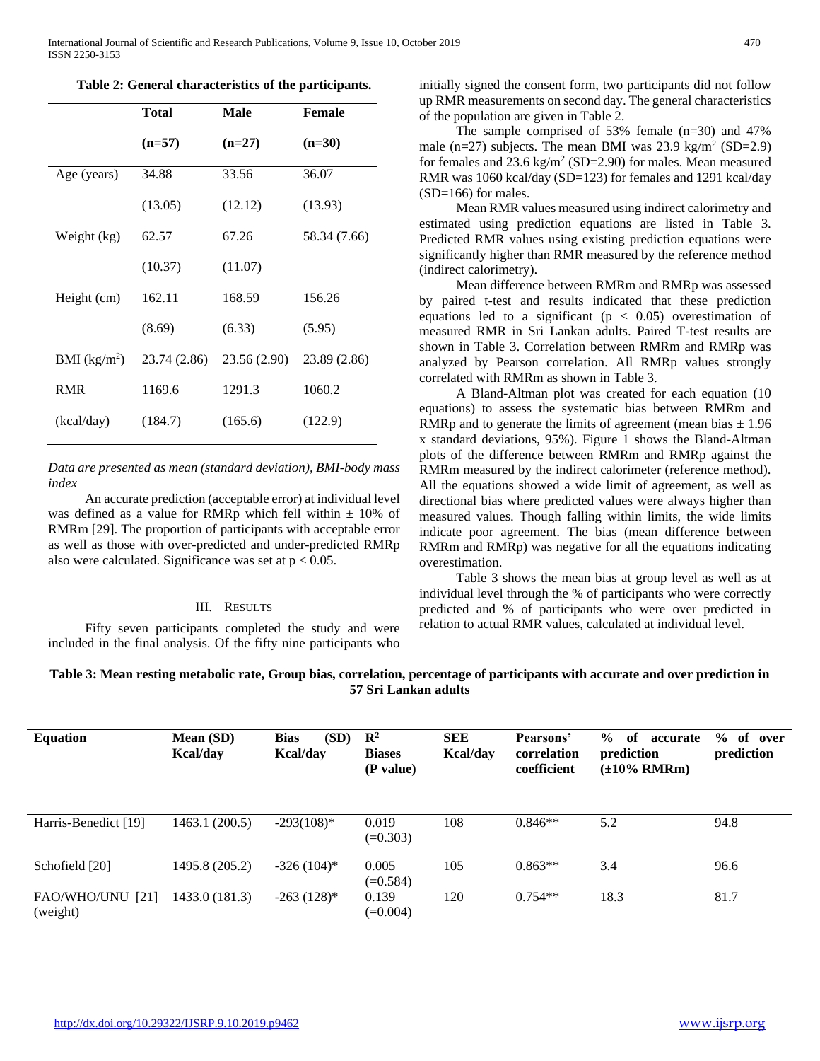**Table 2: General characteristics of the participants.**

| | Total (n=57) | Male (n=27) | Female (n=30) |
|---|---|---|---|
| Age (years) | 34.88 (13.05) | 33.56 (12.12) | 36.07 (13.93) |
| Weight (kg) | 62.57 (10.37) | 67.26 (11.07) | 58.34 (7.66) |
| Height (cm) | 162.11 (8.69) | 168.59 (6.33) | 156.26 (5.95) |
| BMI ($kg/m^2$) | 23.74 (2.86) | 23.56 (2.90) | 23.89 (2.86) |
| RMR (kcal/day) | 1169.6 (184.7) | 1291.3 (165.6) | 1060.2 (122.9) |

*Data are presented as mean (standard deviation), BMI-body mass index*

An accurate prediction (acceptable error) at individual level was defined as a value for RMRp which fell within ± 10% of RMRm [29]. The proportion of participants with acceptable error as well as those with over-predicted and under-predicted RMRp also were calculated. Significance was set at $p < 0.05$.

## III. Results

Fifty seven participants completed the study and were included in the final analysis. Of the fifty nine participants who initially signed the consent form, two participants did not follow up RMR measurements on second day. The general characteristics of the population are given in Table 2.

The sample comprised of 53% female (n=30) and 47% male (n=27) subjects. The mean BMI was 23.9 $kg/m^2$ (SD=2.9) for females and 23.6 $kg/m^2$ (SD=2.90) for males. Mean measured RMR was 1060 kcal/day (SD=123) for females and 1291 kcal/day (SD=166) for males.

Mean RMR values measured using indirect calorimetry and estimated using prediction equations are listed in Table 3. Predicted RMR values using existing prediction equations were significantly higher than RMR measured by the reference method (indirect calorimetry).

Mean difference between RMRm and RMRp was assessed by paired t-test and results indicated that these prediction equations led to a significant ($p < 0.05$) overestimation of measured RMR in Sri Lankan adults. Paired T-test results are shown in Table 3. Correlation between RMRm and RMRp was analyzed by Pearson correlation. All RMRp values strongly correlated with RMRm as shown in Table 3.

A Bland-Altman plot was created for each equation (10 equations) to assess the systematic bias between RMRm and RMRp and to generate the limits of agreement (mean bias ± 1.96 x standard deviations, 95%). Figure 1 shows the Bland-Altman plots of the difference between RMRm and RMRp against the RMRm measured by the indirect calorimeter (reference method). All the equations showed a wide limit of agreement, as well as directional bias where predicted values were always higher than measured values. Though falling within limits, the wide limits indicate poor agreement. The bias (mean difference between RMRm and RMRp) was negative for all the equations indicating overestimation.

Table 3 shows the mean bias at group level as well as at individual level through the % of participants who were correctly predicted and % of participants who were over predicted in relation to actual RMR values, calculated at individual level.

**Table 3: Mean resting metabolic rate, Group bias, correlation, percentage of participants with accurate and over prediction in 57 Sri Lankan adults**

| Equation | Mean (SD) Kcal/day | Bias (SD) Kcal/day | $R^2$ Biases (P value) | SEE Kcal/day | Pearsons' correlation coefficient | % of accurate prediction (±10% RMRm) | % of over prediction |
|---|---|---|---|---|---|---|---|
| Harris-Benedict [19] | 1463.1 (200.5) | -293(108)* | 0.019 (=0.303) | 108 | 0.846** | 5.2 | 94.8 |
| Schofield [20] | 1495.8 (205.2) | -326 (104)* | 0.005 (=0.584) | 105 | 0.863** | 3.4 | 96.6 |
| FAO/WHO/UNU [21] (weight) | 1433.0 (181.3) | -263 (128)* | 0.139 (=0.004) | 120 | 0.754** | 18.3 | 81.7 |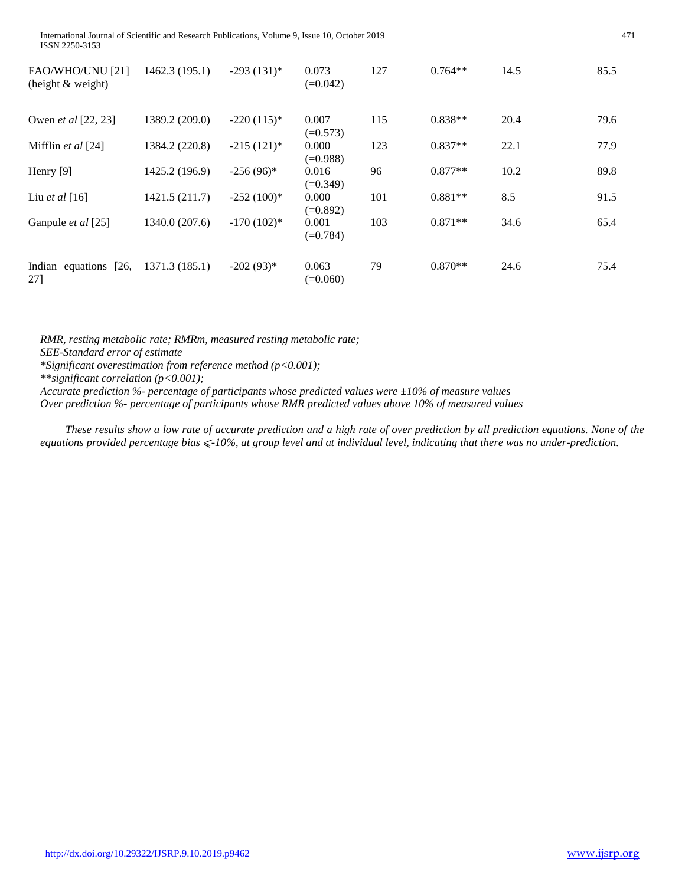| | | | | | | | |
|---|---|---|---|---|---|---|---|
| FAO/WHO/UNU [21] (height & weight) | 1462.3 (195.1) | -293 (131)* | 0.073 (=0.042) | 127 | 0.764** | 14.5 | 85.5 |
| Owen *et al* [22, 23] | 1389.2 (209.0) | -220 (115)* | 0.007 (=0.573) | 115 | 0.838** | 20.4 | 79.6 |
| Mifflin *et al* [24] | 1384.2 (220.8) | -215 (121)* | 0.000 (=0.988) | 123 | 0.837** | 22.1 | 77.9 |
| Henry [9] | 1425.2 (196.9) | -256 (96)* | 0.016 (=0.349) | 96 | 0.877** | 10.2 | 89.8 |
| Liu *et al* [16] | 1421.5 (211.7) | -252 (100)* | 0.000 (=0.892) | 101 | 0.881** | 8.5 | 91.5 |
| Ganpule *et al* [25] | 1340.0 (207.6) | -170 (102)* | 0.001 (=0.784) | 103 | 0.871** | 34.6 | 65.4 |
| Indian equations [26, 27] | 1371.3 (185.1) | -202 (93)* | 0.063 (=0.060) | 79 | 0.870** | 24.6 | 75.4 |

*RMR, resting metabolic rate; RMRm, measured resting metabolic rate;*
*SEE-Standard error of estimate*
*\*Significant overestimation from reference method ($p<0.001$);*
*\*\*significant correlation ($p<0.001$);*
*Accurate prediction %- percentage of participants whose predicted values were ±10% of measure values*
*Over prediction %- percentage of participants whose RMR predicted values above 10% of measured values*

*These results show a low rate of accurate prediction and a high rate of over prediction by all prediction equations. None of the equations provided percentage bias ⩽-10%, at group level and at individual level, indicating that there was no under-prediction.*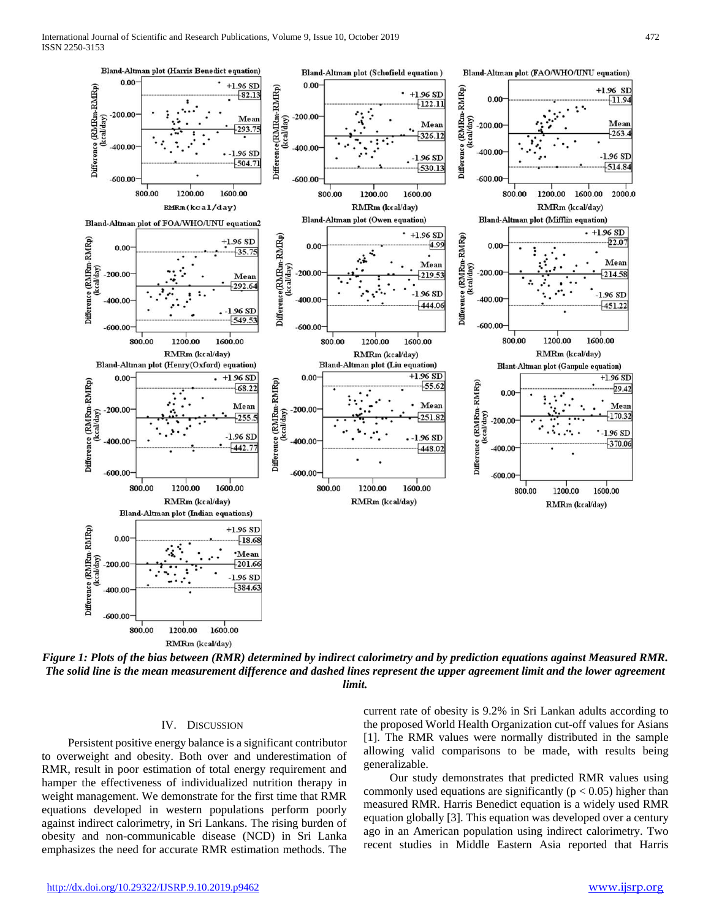*Figure 1: Plots of the bias between (RMR) determined by indirect calorimetry and by prediction equations against Measured RMR. The solid line is the mean measurement difference and dashed lines represent the upper agreement limit and the lower agreement limit.*

## IV. Discussion

Persistent positive energy balance is a significant contributor to overweight and obesity. Both over and underestimation of RMR, result in poor estimation of total energy requirement and hamper the effectiveness of individualized nutrition therapy in weight management. We demonstrate for the first time that RMR equations developed in western populations perform poorly against indirect calorimetry, in Sri Lankans. The rising burden of obesity and non-communicable disease (NCD) in Sri Lanka emphasizes the need for accurate RMR estimation methods. The current rate of obesity is 9.2% in Sri Lankan adults according to the proposed World Health Organization cut-off values for Asians [1]. The RMR values were normally distributed in the sample allowing valid comparisons to be made, with results being generalizable.

Our study demonstrates that predicted RMR values using commonly used equations are significantly ($p < 0.05$) higher than measured RMR. Harris Benedict equation is a widely used RMR equation globally [3]. This equation was developed over a century ago in an American population using indirect calorimetry. Two recent studies in Middle Eastern Asia reported that Harris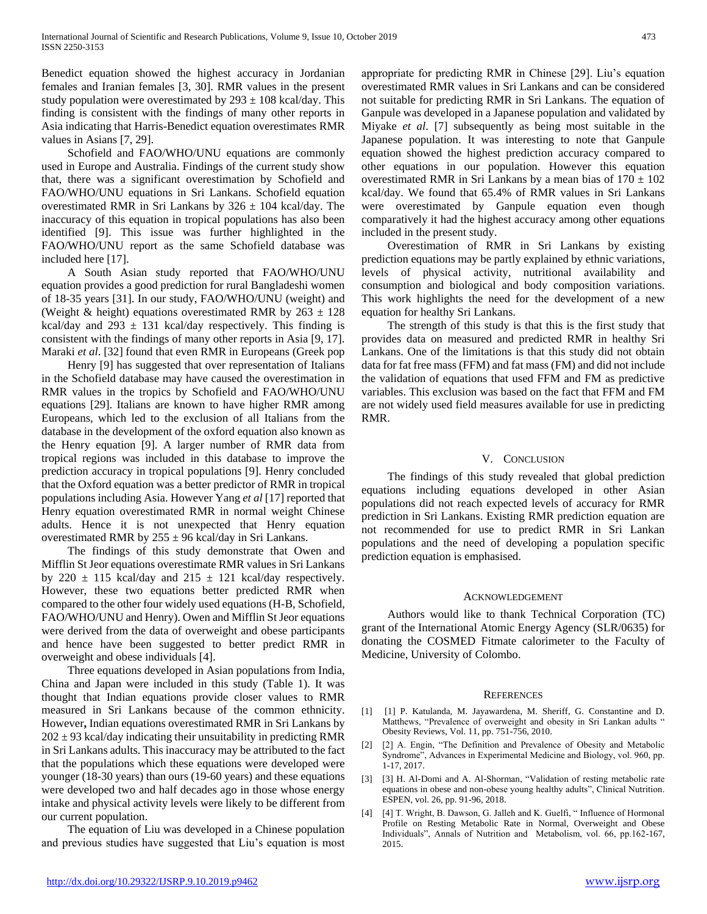Benedict equation showed the highest accuracy in Jordanian females and Iranian females [3, 30]. RMR values in the present study population were overestimated by $293 \pm 108$ kcal/day. This finding is consistent with the findings of many other reports in Asia indicating that Harris-Benedict equation overestimates RMR values in Asians [7, 29].

Schofield and FAO/WHO/UNU equations are commonly used in Europe and Australia. Findings of the current study show that, there was a significant overestimation by Schofield and FAO/WHO/UNU equations in Sri Lankans. Schofield equation overestimated RMR in Sri Lankans by $326 \pm 104$ kcal/day. The inaccuracy of this equation in tropical populations has also been identified [9]. This issue was further highlighted in the FAO/WHO/UNU report as the same Schofield database was included here [17].

A South Asian study reported that FAO/WHO/UNU equation provides a good prediction for rural Bangladeshi women of 18-35 years [31]. In our study, FAO/WHO/UNU (weight) and (Weight & height) equations overestimated RMR by $263 \pm 128$ kcal/day and $293 \pm 131$ kcal/day respectively. This finding is consistent with the findings of many other reports in Asia [9, 17]. Maraki *et al*. [32] found that even RMR in Europeans (Greek pop

Henry [9] has suggested that over representation of Italians in the Schofield database may have caused the overestimation in RMR values in the tropics by Schofield and FAO/WHO/UNU equations [29]. Italians are known to have higher RMR among Europeans, which led to the exclusion of all Italians from the database in the development of the oxford equation also known as the Henry equation [9]. A larger number of RMR data from tropical regions was included in this database to improve the prediction accuracy in tropical populations [9]. Henry concluded that the Oxford equation was a better predictor of RMR in tropical populations including Asia. However Yang *et al* [17] reported that Henry equation overestimated RMR in normal weight Chinese adults. Hence it is not unexpected that Henry equation overestimated RMR by $255 \pm 96$ kcal/day in Sri Lankans.

The findings of this study demonstrate that Owen and Mifflin St Jeor equations overestimate RMR values in Sri Lankans by $220 \pm 115$ kcal/day and $215 \pm 121$ kcal/day respectively. However, these two equations better predicted RMR when compared to the other four widely used equations (H-B, Schofield, FAO/WHO/UNU and Henry). Owen and Mifflin St Jeor equations were derived from the data of overweight and obese participants and hence have been suggested to better predict RMR in overweight and obese individuals [4].

Three equations developed in Asian populations from India, China and Japan were included in this study (Table 1). It was thought that Indian equations provide closer values to RMR measured in Sri Lankans because of the common ethnicity. However**,** Indian equations overestimated RMR in Sri Lankans by $202 \pm 93$ kcal/day indicating their unsuitability in predicting RMR in Sri Lankans adults. This inaccuracy may be attributed to the fact that the populations which these equations were developed were younger (18-30 years) than ours (19-60 years) and these equations were developed two and half decades ago in those whose energy intake and physical activity levels were likely to be different from our current population.

The equation of Liu was developed in a Chinese population and previous studies have suggested that Liu's equation is most appropriate for predicting RMR in Chinese [29]. Liu's equation overestimated RMR values in Sri Lankans and can be considered not suitable for predicting RMR in Sri Lankans. The equation of Ganpule was developed in a Japanese population and validated by Miyake *et al*. [7] subsequently as being most suitable in the Japanese population. It was interesting to note that Ganpule equation showed the highest prediction accuracy compared to other equations in our population. However this equation overestimated RMR in Sri Lankans by a mean bias of $170 \pm 102$ kcal/day. We found that 65.4% of RMR values in Sri Lankans were overestimated by Ganpule equation even though comparatively it had the highest accuracy among other equations included in the present study.

Overestimation of RMR in Sri Lankans by existing prediction equations may be partly explained by ethnic variations, levels of physical activity, nutritional availability and consumption and biological and body composition variations. This work highlights the need for the development of a new equation for healthy Sri Lankans.

The strength of this study is that this is the first study that provides data on measured and predicted RMR in healthy Sri Lankans. One of the limitations is that this study did not obtain data for fat free mass (FFM) and fat mass (FM) and did not include the validation of equations that used FFM and FM as predictive variables. This exclusion was based on the fact that FFM and FM are not widely used field measures available for use in predicting RMR.

## V. Conclusion

The findings of this study revealed that global prediction equations including equations developed in other Asian populations did not reach expected levels of accuracy for RMR prediction in Sri Lankans. Existing RMR prediction equation are not recommended for use to predict RMR in Sri Lankan populations and the need of developing a population specific prediction equation is emphasised.

## Acknowledgement

Authors would like to thank Technical Corporation (TC) grant of the International Atomic Energy Agency (SLR/0635) for donating the COSMED Fitmate calorimeter to the Faculty of Medicine, University of Colombo.

## References

[1] [1] P. Katulanda, M. Jayawardena, M. Sheriff, G. Constantine and D. Matthews, "Prevalence of overweight and obesity in Sri Lankan adults " Obesity Reviews, Vol. 11, pp. 751-756, 2010.

[2] [2] A. Engin, "The Definition and Prevalence of Obesity and Metabolic Syndrome", Advances in Experimental Medicine and Biology, vol. 960, pp. 1-17, 2017.

[3] [3] H. Al-Domi and A. Al-Shorman, "Validation of resting metabolic rate equations in obese and non-obese young healthy adults", Clinical Nutrition. ESPEN, vol. 26, pp. 91-96, 2018.

[4] [4] T. Wright, B. Dawson, G. Jalleh and K. Guelfi, " Influence of Hormonal Profile on Resting Metabolic Rate in Normal, Overweight and Obese Individuals", Annals of Nutrition and Metabolism, vol. 66, pp.162-167, 2015.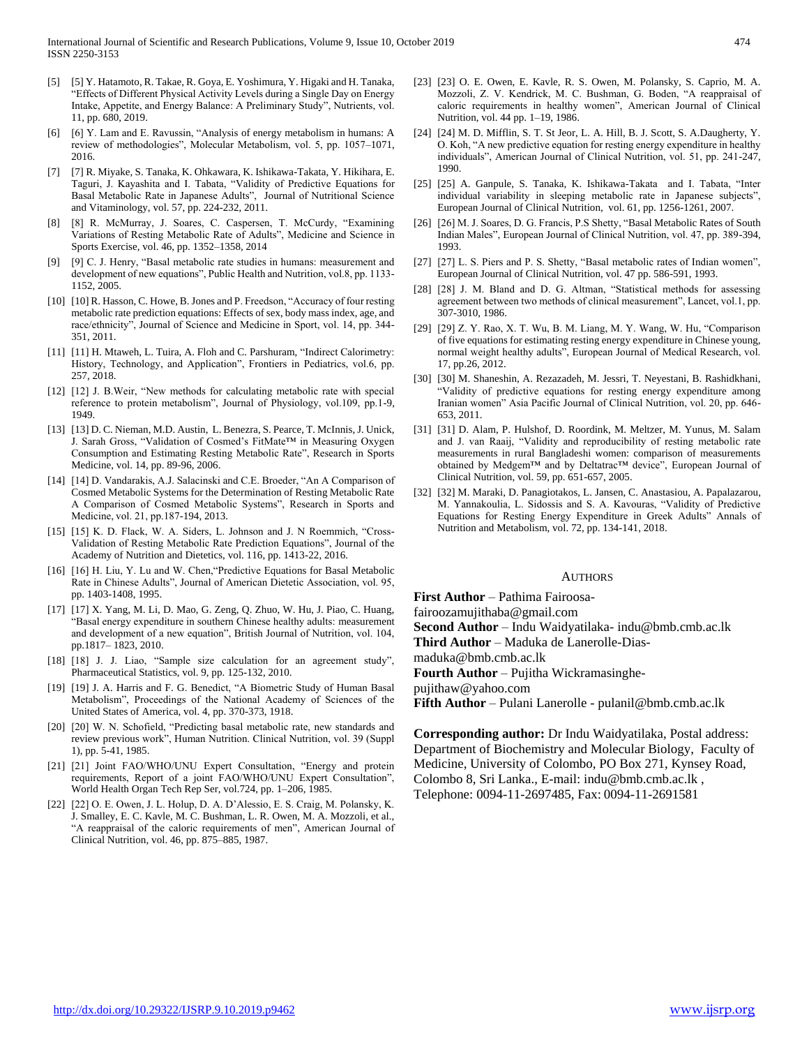[5] [5] Y. Hatamoto, R. Takae, R. Goya, E. Yoshimura, Y. Higaki and H. Tanaka, "Effects of Different Physical Activity Levels during a Single Day on Energy Intake, Appetite, and Energy Balance: A Preliminary Study", Nutrients, vol. 11, pp. 680, 2019.

[6] [6] Y. Lam and E. Ravussin, "Analysis of energy metabolism in humans: A review of methodologies", Molecular Metabolism, vol. 5, pp. 1057–1071, 2016.

[7] [7] R. Miyake, S. Tanaka, K. Ohkawara, K. Ishikawa-Takata, Y. Hikihara, E. Taguri, J. Kayashita and I. Tabata, "Validity of Predictive Equations for Basal Metabolic Rate in Japanese Adults", Journal of Nutritional Science and Vitaminology, vol. 57, pp. 224-232, 2011.

[8] [8] R. McMurray, J. Soares, C. Caspersen, T. McCurdy, "Examining Variations of Resting Metabolic Rate of Adults", Medicine and Science in Sports Exercise, vol. 46, pp. 1352–1358, 2014

[9] [9] C. J. Henry, "Basal metabolic rate studies in humans: measurement and development of new equations", Public Health and Nutrition, vol.8, pp. 1133-1152, 2005.

[10] [10] R. Hasson, C. Howe, B. Jones and P. Freedson, "Accuracy of four resting metabolic rate prediction equations: Effects of sex, body mass index, age, and race/ethnicity", Journal of Science and Medicine in Sport, vol. 14, pp. 344-351, 2011.

[11] [11] H. Mtaweh, L. Tuira, A. Floh and C. Parshuram, "Indirect Calorimetry: History, Technology, and Application", Frontiers in Pediatrics, vol.6, pp. 257, 2018.

[12] [12] J. B.Weir, "New methods for calculating metabolic rate with special reference to protein metabolism", Journal of Physiology, vol.109, pp.1-9, 1949.

[13] [13] D. C. Nieman, M.D. Austin, L. Benezra, S. Pearce, T. McInnis, J. Unick, J. Sarah Gross, "Validation of Cosmed's FitMate™ in Measuring Oxygen Consumption and Estimating Resting Metabolic Rate", Research in Sports Medicine, vol. 14, pp. 89-96, 2006.

[14] [14] D. Vandarakis, A.J. Salacinski and C.E. Broeder, "An A Comparison of Cosmed Metabolic Systems for the Determination of Resting Metabolic Rate A Comparison of Cosmed Metabolic Systems", Research in Sports and Medicine, vol. 21, pp.187-194, 2013.

[15] [15] K. D. Flack, W. A. Siders, L. Johnson and J. N Roemmich, "Cross-Validation of Resting Metabolic Rate Prediction Equations", Journal of the Academy of Nutrition and Dietetics, vol. 116, pp. 1413-22, 2016.

[16] [16] H. Liu, Y. Lu and W. Chen,"Predictive Equations for Basal Metabolic Rate in Chinese Adults", Journal of American Dietetic Association, vol. 95, pp. 1403-1408, 1995.

[17] [17] X. Yang, M. Li, D. Mao, G. Zeng, Q. Zhuo, W. Hu, J. Piao, C. Huang, "Basal energy expenditure in southern Chinese healthy adults: measurement and development of a new equation", British Journal of Nutrition, vol. 104, pp.1817– 1823, 2010.

[18] [18] J. J. Liao, "Sample size calculation for an agreement study", Pharmaceutical Statistics, vol. 9, pp. 125-132, 2010.

[19] [19] J. A. Harris and F. G. Benedict, "A Biometric Study of Human Basal Metabolism", Proceedings of the National Academy of Sciences of the United States of America, vol. 4, pp. 370-373, 1918.

[20] [20] W. N. Schofield, "Predicting basal metabolic rate, new standards and review previous work", Human Nutrition. Clinical Nutrition, vol. 39 (Suppl 1), pp. 5-41, 1985.

[21] [21] Joint FAO/WHO/UNU Expert Consultation, "Energy and protein requirements, Report of a joint FAO/WHO/UNU Expert Consultation", World Health Organ Tech Rep Ser, vol.724, pp. 1–206, 1985.

[22] [22] O. E. Owen, J. L. Holup, D. A. D'Alessio, E. S. Craig, M. Polansky, K. J. Smalley, E. C. Kavle, M. C. Bushman, L. R. Owen, M. A. Mozzoli, et al., "A reappraisal of the caloric requirements of men", American Journal of Clinical Nutrition, vol. 46, pp. 875–885, 1987.

[23] [23] O. E. Owen, E. Kavle, R. S. Owen, M. Polansky, S. Caprio, M. A. Mozzoli, Z. V. Kendrick, M. C. Bushman, G. Boden, "A reappraisal of caloric requirements in healthy women", American Journal of Clinical Nutrition, vol. 44 pp. 1–19, 1986.

[24] [24] M. D. Mifflin, S. T. St Jeor, L. A. Hill, B. J. Scott, S. A.Daugherty, Y. O. Koh, "A new predictive equation for resting energy expenditure in healthy individuals", American Journal of Clinical Nutrition, vol. 51, pp. 241-247, 1990.

[25] [25] A. Ganpule, S. Tanaka, K. Ishikawa-Takata and I. Tabata, "Inter individual variability in sleeping metabolic rate in Japanese subjects", European Journal of Clinical Nutrition, vol. 61, pp. 1256-1261, 2007.

[26] [26] M. J. Soares, D. G. Francis, P.S Shetty, "Basal Metabolic Rates of South Indian Males", European Journal of Clinical Nutrition, vol. 47, pp. 389-394, 1993.

[27] [27] L. S. Piers and P. S. Shetty, "Basal metabolic rates of Indian women", European Journal of Clinical Nutrition, vol. 47 pp. 586-591, 1993.

[28] [28] J. M. Bland and D. G. Altman, "Statistical methods for assessing agreement between two methods of clinical measurement", Lancet, vol.1, pp. 307-3010, 1986.

[29] [29] Z. Y. Rao, X. T. Wu, B. M. Liang, M. Y. Wang, W. Hu, "Comparison of five equations for estimating resting energy expenditure in Chinese young, normal weight healthy adults", European Journal of Medical Research, vol. 17, pp.26, 2012.

[30] [30] M. Shaneshin, A. Rezazadeh, M. Jessri, T. Neyestani, B. Rashidkhani, "Validity of predictive equations for resting energy expenditure among Iranian women" Asia Pacific Journal of Clinical Nutrition, vol. 20, pp. 646-653, 2011.

[31] [31] D. Alam, P. Hulshof, D. Roordink, M. Meltzer, M. Yunus, M. Salam and J. van Raaij, "Validity and reproducibility of resting metabolic rate measurements in rural Bangladeshi women: comparison of measurements obtained by Medgem™ and by Deltatrac™ device", European Journal of Clinical Nutrition, vol. 59, pp. 651-657, 2005.

[32] [32] M. Maraki, D. Panagiotakos, L. Jansen, C. Anastasiou, A. Papalazarou, M. Yannakoulia, L. Sidossis and S. A. Kavouras, "Validity of Predictive Equations for Resting Energy Expenditure in Greek Adults" Annals of Nutrition and Metabolism, vol. 72, pp. 134-141, 2018.

## AUTHORS

**First Author** – Pathima Fairoosa- fairoozamujithaba@gmail.com
**Second Author** – Indu Waidyatilaka- indu@bmb.cmb.ac.lk
**Third Author** – Maduka de Lanerolle-Dias- maduka@bmb.cmb.ac.lk
**Fourth Author** – Pujitha Wickramasinghe- pujithaw@yahoo.com
**Fifth Author** – Pulani Lanerolle - pulanil@bmb.cmb.ac.lk

**Corresponding author:** Dr Indu Waidyatilaka, Postal address: Department of Biochemistry and Molecular Biology, Faculty of Medicine, University of Colombo, PO Box 271, Kynsey Road, Colombo 8, Sri Lanka., E-mail: indu@bmb.cmb.ac.lk , Telephone: 0094-11-2697485, Fax: 0094-11-2691581